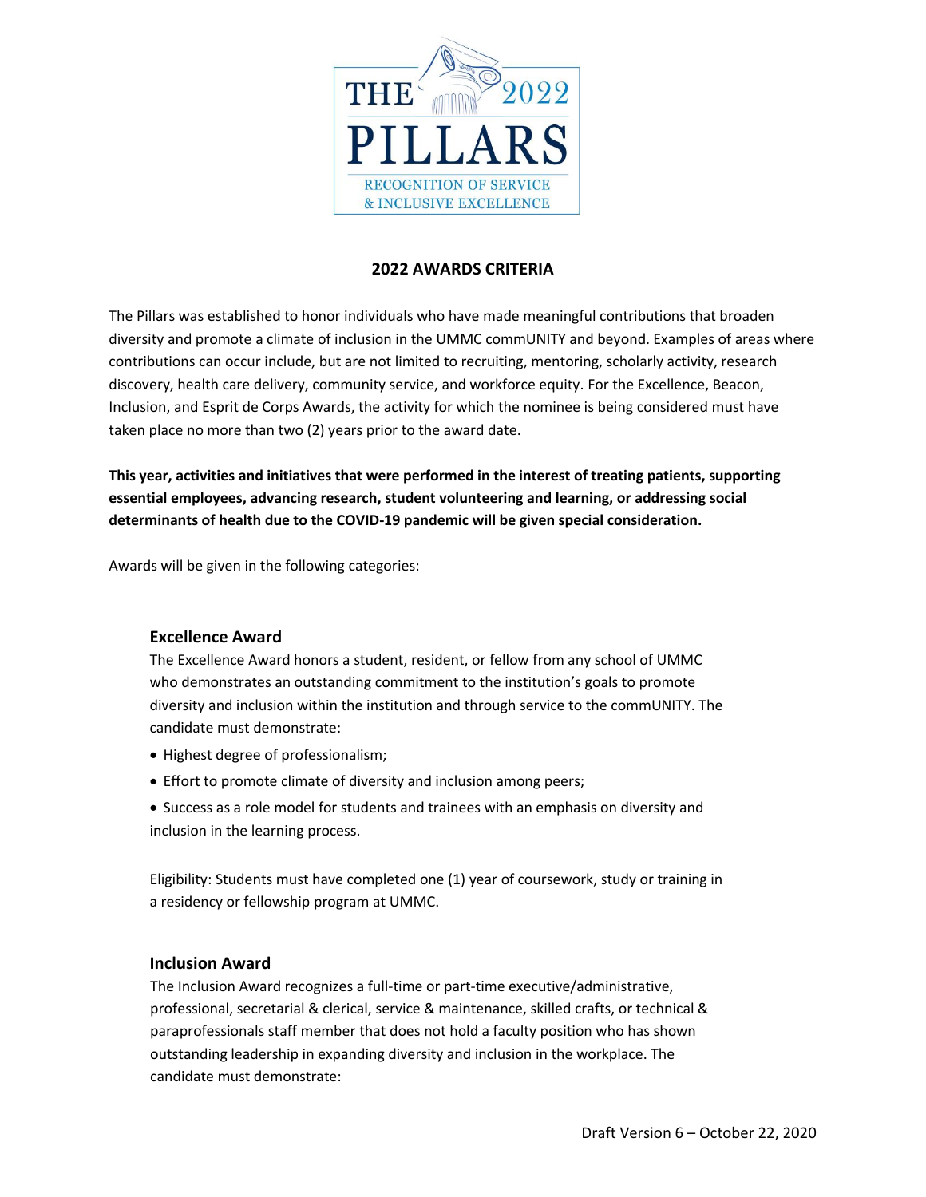THE 2022 PILLARS

RECOGNITION OF SERVICE & INCLUSIVE EXCELLENCE

## 2022 AWARDS CRITERIA

The Pillars was established to honor individuals who have made meaningful contributions that broaden diversity and promote a climate of inclusion in the UMMC commUNITY and beyond. Examples of areas where contributions can occur include, but are not limited to recruiting, mentoring, scholarly activity, research discovery, health care delivery, community service, and workforce equity. For the Excellence, Beacon, Inclusion, and Esprit de Corps Awards, the activity for which the nominee is being considered must have taken place no more than two (2) years prior to the award date.

**This year, activities and initiatives that were performed in the interest of treating patients, supporting essential employees, advancing research, student volunteering and learning, or addressing social determinants of health due to the COVID-19 pandemic will be given special consideration.**

Awards will be given in the following categories:

### Excellence Award

The Excellence Award honors a student, resident, or fellow from any school of UMMC who demonstrates an outstanding commitment to the institution's goals to promote diversity and inclusion within the institution and through service to the commUNITY. The candidate must demonstrate:

- Highest degree of professionalism;
- Effort to promote climate of diversity and inclusion among peers;
- Success as a role model for students and trainees with an emphasis on diversity and inclusion in the learning process.

Eligibility: Students must have completed one (1) year of coursework, study or training in a residency or fellowship program at UMMC.

### Inclusion Award

The Inclusion Award recognizes a full-time or part-time executive/administrative, professional, secretarial & clerical, service & maintenance, skilled crafts, or technical & paraprofessionals staff member that does not hold a faculty position who has shown outstanding leadership in expanding diversity and inclusion in the workplace. The candidate must demonstrate:

Draft Version 6 – October 22, 2020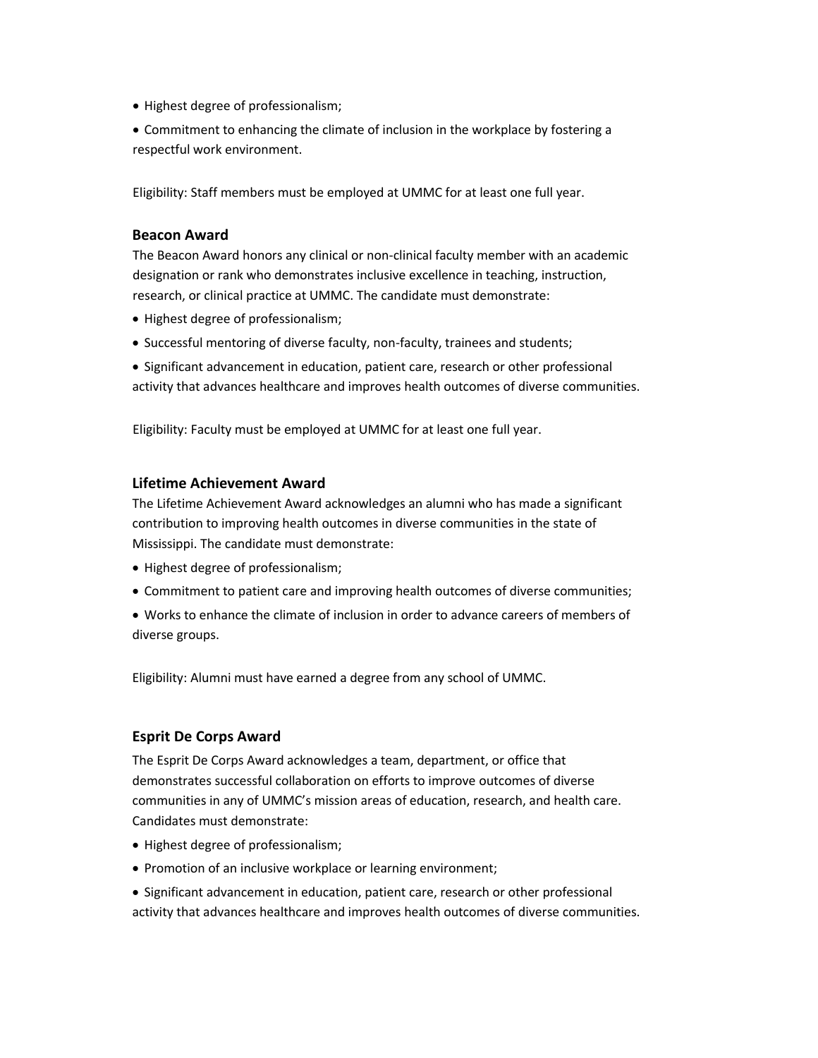- Highest degree of professionalism;
- Commitment to enhancing the climate of inclusion in the workplace by fostering a respectful work environment.

Eligibility: Staff members must be employed at UMMC for at least one full year.

### Beacon Award

The Beacon Award honors any clinical or non-clinical faculty member with an academic designation or rank who demonstrates inclusive excellence in teaching, instruction, research, or clinical practice at UMMC. The candidate must demonstrate:

- Highest degree of professionalism;
- Successful mentoring of diverse faculty, non-faculty, trainees and students;
- Significant advancement in education, patient care, research or other professional activity that advances healthcare and improves health outcomes of diverse communities.

Eligibility: Faculty must be employed at UMMC for at least one full year.

### Lifetime Achievement Award

The Lifetime Achievement Award acknowledges an alumni who has made a significant contribution to improving health outcomes in diverse communities in the state of Mississippi. The candidate must demonstrate:

- Highest degree of professionalism;
- Commitment to patient care and improving health outcomes of diverse communities;
- Works to enhance the climate of inclusion in order to advance careers of members of diverse groups.

Eligibility: Alumni must have earned a degree from any school of UMMC.

### Esprit De Corps Award

The Esprit De Corps Award acknowledges a team, department, or office that demonstrates successful collaboration on efforts to improve outcomes of diverse communities in any of UMMC's mission areas of education, research, and health care. Candidates must demonstrate:

- Highest degree of professionalism;
- Promotion of an inclusive workplace or learning environment;
- Significant advancement in education, patient care, research or other professional activity that advances healthcare and improves health outcomes of diverse communities.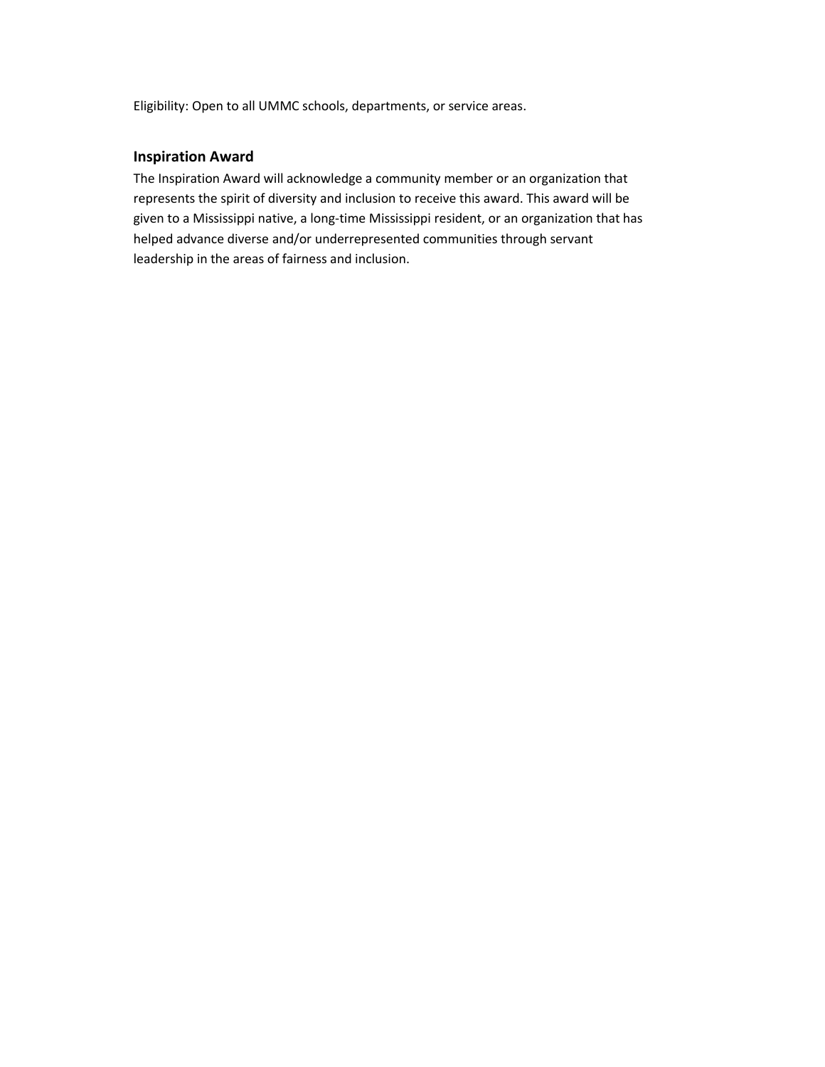Eligibility: Open to all UMMC schools, departments, or service areas.

### Inspiration Award

The Inspiration Award will acknowledge a community member or an organization that represents the spirit of diversity and inclusion to receive this award. This award will be given to a Mississippi native, a long-time Mississippi resident, or an organization that has helped advance diverse and/or underrepresented communities through servant leadership in the areas of fairness and inclusion.